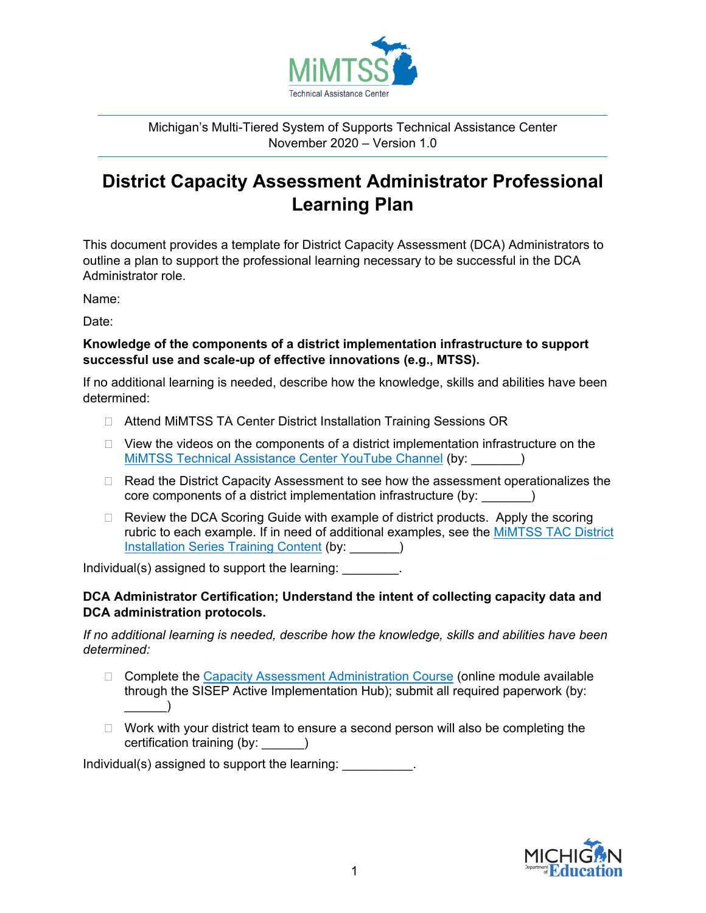MiMTSS Technical Assistance Center

Michigan's Multi-Tiered System of Supports Technical Assistance Center
November 2020 – Version 1.0

# District Capacity Assessment Administrator Professional Learning Plan

This document provides a template for District Capacity Assessment (DCA) Administrators to outline a plan to support the professional learning necessary to be successful in the DCA Administrator role.

Name:

Date:

**Knowledge of the components of a district implementation infrastructure to support successful use and scale-up of effective innovations (e.g., MTSS).**

If no additional learning is needed, describe how the knowledge, skills and abilities have been determined:

- ☐ Attend MiMTSS TA Center District Installation Training Sessions OR
- ☐ View the videos on the components of a district implementation infrastructure on the MiMTSS Technical Assistance Center YouTube Channel (by: _______)
- ☐ Read the District Capacity Assessment to see how the assessment operationalizes the core components of a district implementation infrastructure (by: _______)
- ☐ Review the DCA Scoring Guide with example of district products. Apply the scoring rubric to each example. If in need of additional examples, see the MiMTSS TAC District Installation Series Training Content (by: _______)

Individual(s) assigned to support the learning: ________.

**DCA Administrator Certification; Understand the intent of collecting capacity data and DCA administration protocols.**

*If no additional learning is needed, describe how the knowledge, skills and abilities have been determined:*

- ☐ Complete the Capacity Assessment Administration Course (online module available through the SISEP Active Implementation Hub); submit all required paperwork (by: ______)
- ☐ Work with your district team to ensure a second person will also be completing the certification training (by: ______)

Individual(s) assigned to support the learning: __________.

MICHIGAN Department of Education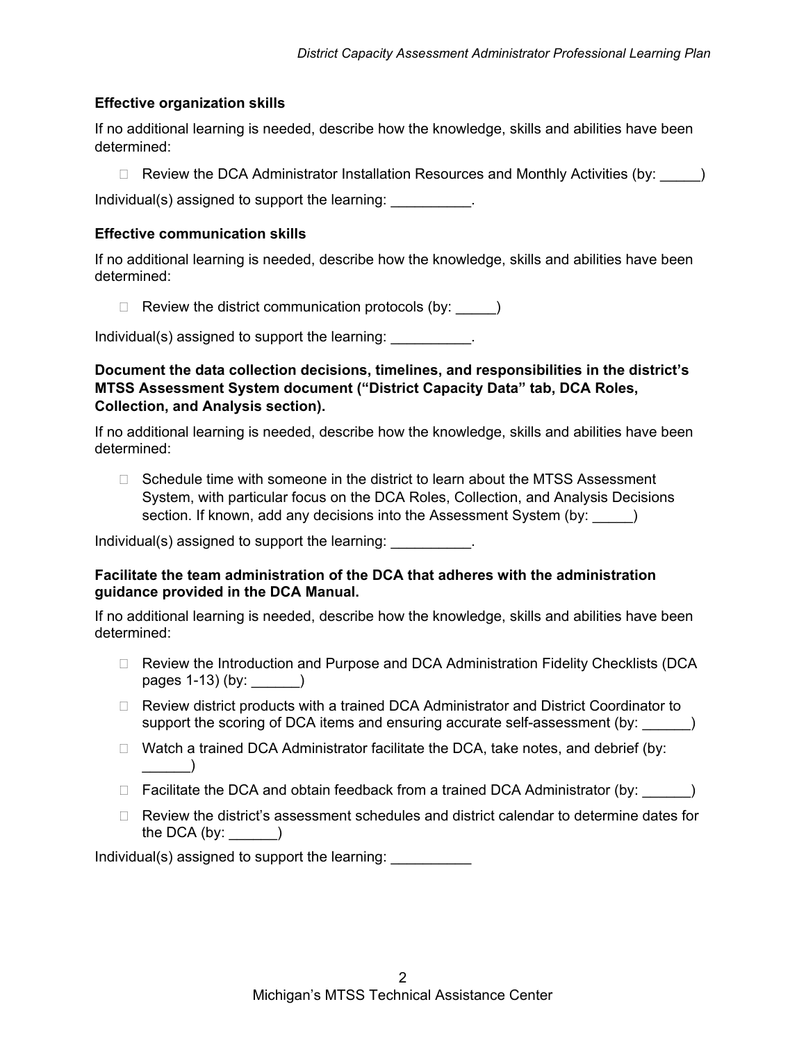**Effective organization skills**

If no additional learning is needed, describe how the knowledge, skills and abilities have been determined:

- ☐ Review the DCA Administrator Installation Resources and Monthly Activities (by: _____)

Individual(s) assigned to support the learning: __________.

**Effective communication skills**

If no additional learning is needed, describe how the knowledge, skills and abilities have been determined:

- ☐ Review the district communication protocols (by: _____)

Individual(s) assigned to support the learning: __________.

**Document the data collection decisions, timelines, and responsibilities in the district's MTSS Assessment System document ("District Capacity Data" tab, DCA Roles, Collection, and Analysis section).**

If no additional learning is needed, describe how the knowledge, skills and abilities have been determined:

- ☐ Schedule time with someone in the district to learn about the MTSS Assessment System, with particular focus on the DCA Roles, Collection, and Analysis Decisions section. If known, add any decisions into the Assessment System (by: _____)

Individual(s) assigned to support the learning: __________.

**Facilitate the team administration of the DCA that adheres with the administration guidance provided in the DCA Manual.**

If no additional learning is needed, describe how the knowledge, skills and abilities have been determined:

- ☐ Review the Introduction and Purpose and DCA Administration Fidelity Checklists (DCA pages 1-13) (by: ______)
- ☐ Review district products with a trained DCA Administrator and District Coordinator to support the scoring of DCA items and ensuring accurate self-assessment (by: ______)
- ☐ Watch a trained DCA Administrator facilitate the DCA, take notes, and debrief (by: ______)
- ☐ Facilitate the DCA and obtain feedback from a trained DCA Administrator (by: ______)
- ☐ Review the district's assessment schedules and district calendar to determine dates for the DCA (by: ______)

Individual(s) assigned to support the learning: __________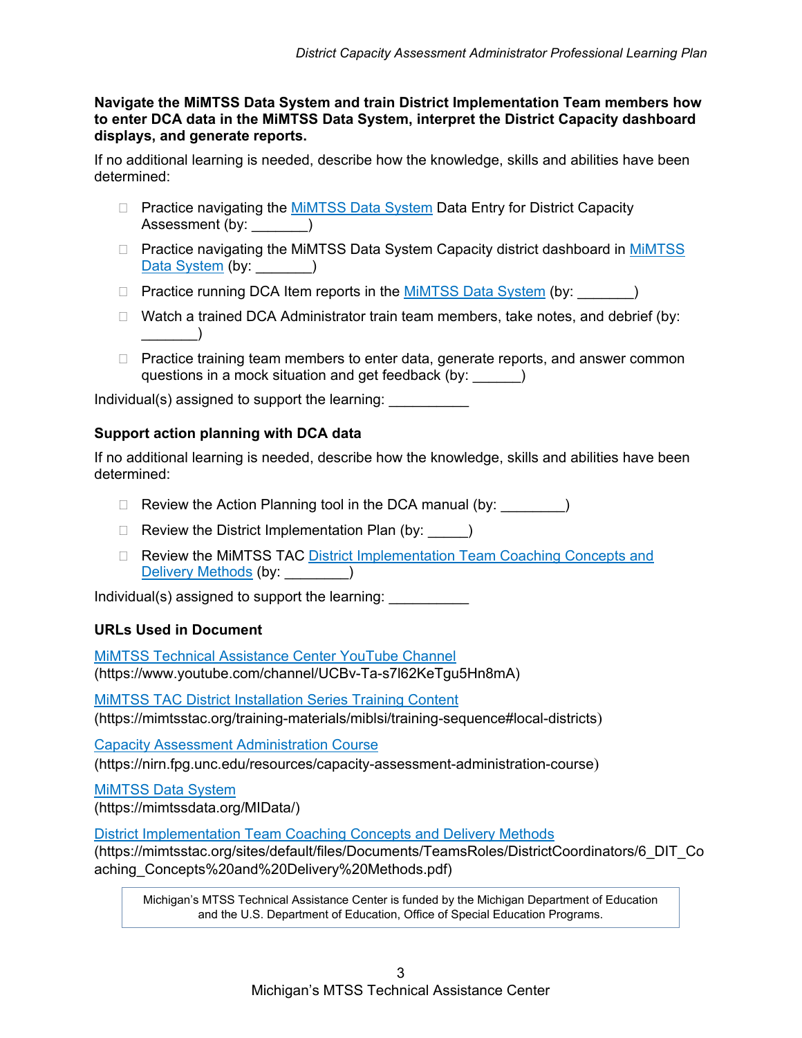**Navigate the MiMTSS Data System and train District Implementation Team members how to enter DCA data in the MiMTSS Data System, interpret the District Capacity dashboard displays, and generate reports.**

If no additional learning is needed, describe how the knowledge, skills and abilities have been determined:

- ☐ Practice navigating the MiMTSS Data System Data Entry for District Capacity Assessment (by: _______)
- ☐ Practice navigating the MiMTSS Data System Capacity district dashboard in MiMTSS Data System (by: _______)
- ☐ Practice running DCA Item reports in the MiMTSS Data System (by: _______)
- ☐ Watch a trained DCA Administrator train team members, take notes, and debrief (by: _______)
- ☐ Practice training team members to enter data, generate reports, and answer common questions in a mock situation and get feedback (by: ______)

Individual(s) assigned to support the learning: __________

**Support action planning with DCA data**

If no additional learning is needed, describe how the knowledge, skills and abilities have been determined:

- ☐ Review the Action Planning tool in the DCA manual (by: ________)
- ☐ Review the District Implementation Plan (by: _____)
- ☐ Review the MiMTSS TAC District Implementation Team Coaching Concepts and Delivery Methods (by: ________)

Individual(s) assigned to support the learning: __________

**URLs Used in Document**

MiMTSS Technical Assistance Center YouTube Channel
(https://www.youtube.com/channel/UCBv-Ta-s7l62KeTgu5Hn8mA)

MiMTSS TAC District Installation Series Training Content
(https://mimtsstac.org/training-materials/miblsi/training-sequence#local-districts)

Capacity Assessment Administration Course
(https://nirn.fpg.unc.edu/resources/capacity-assessment-administration-course)

MiMTSS Data System
(https://mimtssdata.org/MIData/)

District Implementation Team Coaching Concepts and Delivery Methods
(https://mimtsstac.org/sites/default/files/Documents/TeamsRoles/DistrictCoordinators/6_DIT_Coaching_Concepts%20and%20Delivery%20Methods.pdf)

Michigan's MTSS Technical Assistance Center is funded by the Michigan Department of Education and the U.S. Department of Education, Office of Special Education Programs.